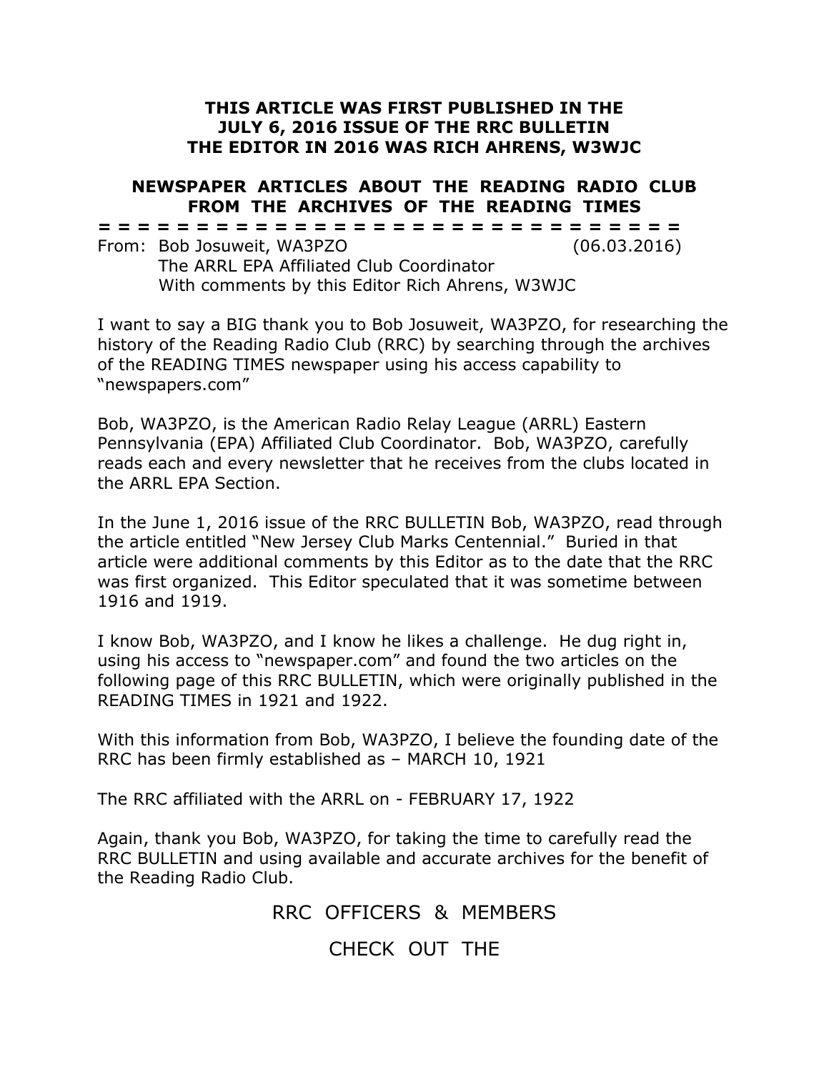**THIS ARTICLE WAS FIRST PUBLISHED IN THE JULY 6, 2016 ISSUE OF THE RRC BULLETIN THE EDITOR IN 2016 WAS RICH AHRENS, W3WJC**

## NEWSPAPER ARTICLES ABOUT THE READING RADIO CLUB FROM THE ARCHIVES OF THE READING TIMES

= = = = = = = = = = = = = = = = = = = = = = = = = = = = = = = =

From: Bob Josuweit, WA3PZO (06.03.2016)
The ARRL EPA Affiliated Club Coordinator
With comments by this Editor Rich Ahrens, W3WJC

I want to say a BIG thank you to Bob Josuweit, WA3PZO, for researching the history of the Reading Radio Club (RRC) by searching through the archives of the READING TIMES newspaper using his access capability to "newspapers.com"

Bob, WA3PZO, is the American Radio Relay League (ARRL) Eastern Pennsylvania (EPA) Affiliated Club Coordinator. Bob, WA3PZO, carefully reads each and every newsletter that he receives from the clubs located in the ARRL EPA Section.

In the June 1, 2016 issue of the RRC BULLETIN Bob, WA3PZO, read through the article entitled "New Jersey Club Marks Centennial." Buried in that article were additional comments by this Editor as to the date that the RRC was first organized. This Editor speculated that it was sometime between 1916 and 1919.

I know Bob, WA3PZO, and I know he likes a challenge. He dug right in, using his access to "newspaper.com" and found the two articles on the following page of this RRC BULLETIN, which were originally published in the READING TIMES in 1921 and 1922.

With this information from Bob, WA3PZO, I believe the founding date of the RRC has been firmly established as – MARCH 10, 1921

The RRC affiliated with the ARRL on - FEBRUARY 17, 1922

Again, thank you Bob, WA3PZO, for taking the time to carefully read the RRC BULLETIN and using available and accurate archives for the benefit of the Reading Radio Club.

RRC OFFICERS & MEMBERS

CHECK OUT THE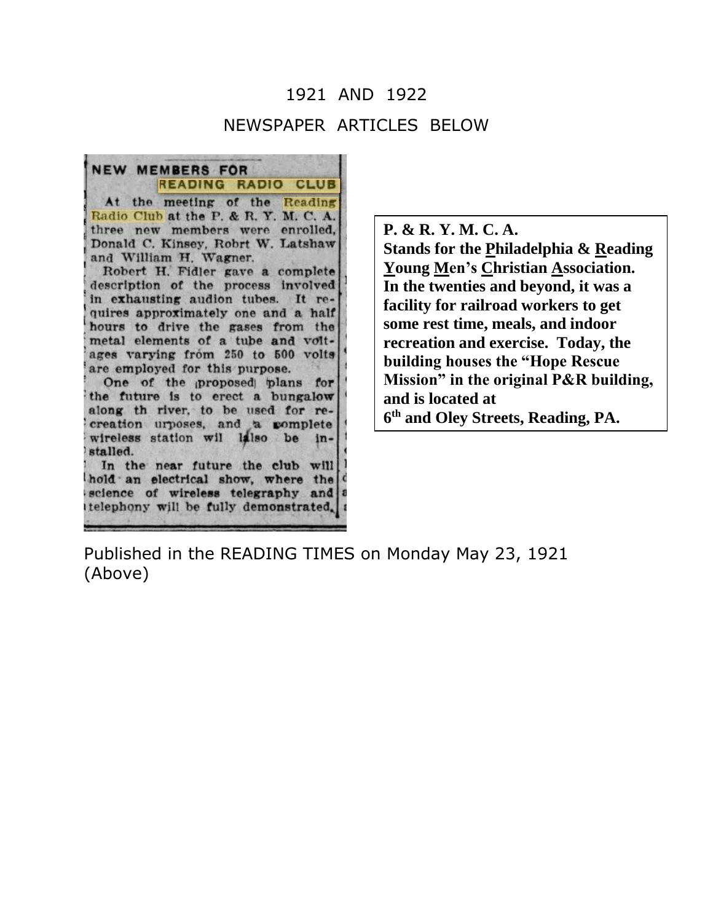1921 AND 1922

NEWSPAPER ARTICLES BELOW

**NEW MEMBERS FOR READING RADIO CLUB**

At the meeting of the Reading Radio Club at the P. & R. Y. M. C. A. three new members were enrolled, Donald C. Kinsey, Robrt W. Latshaw and William H. Wagner.

Robert H. Fidler gave a complete description of the process involved in exhausting audion tubes. It requires approximately one and a half hours to drive the gases from the metal elements of a tube and voltages varying from 250 to 500 volts are employed for this purpose.

One of the proposed plans for the future is to erect a bungalow along th river, to be used for recreation urposes, and a complete wireless station wil also be installed.

In the near future the club will hold an electrical show, where the science of wireless telegraphy and telephony will be fully demonstrated.

**P. & R. Y. M. C. A.**
**Stands for the Philadelphia & Reading Young Men's Christian Association. In the twenties and beyond, it was a facility for railroad workers to get some rest time, meals, and indoor recreation and exercise. Today, the building houses the "Hope Rescue Mission" in the original P&R building, and is located at 6th and Oley Streets, Reading, PA.**

Published in the READING TIMES on Monday May 23, 1921 (Above)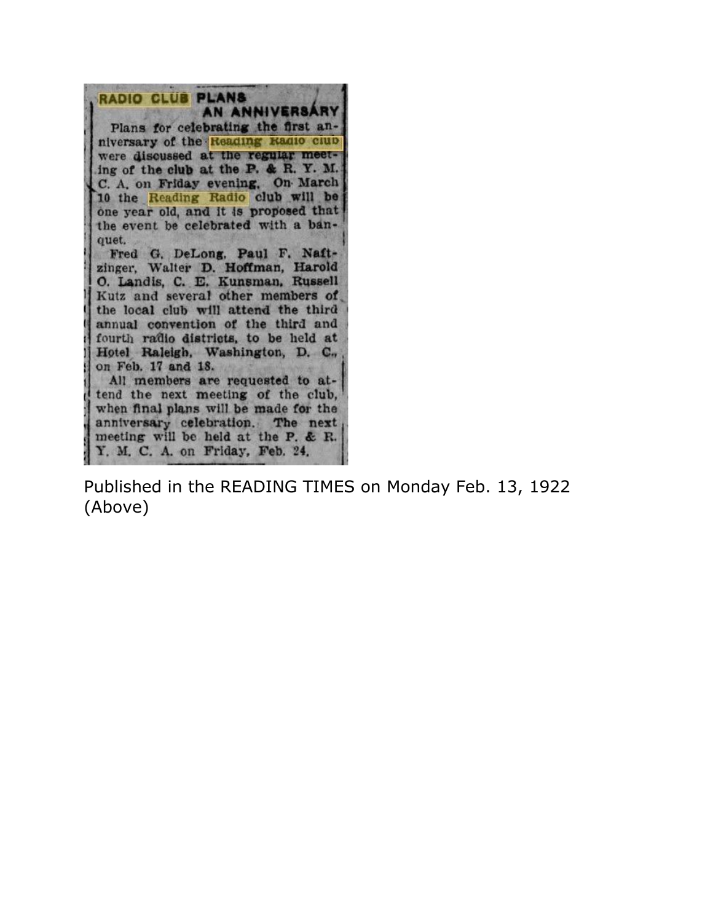## RADIO CLUB PLANS AN ANNIVERSARY

Plans for celebrating the first anniversary of the Reading Radio club were discussed at the regular meeting of the club at the P. & R. Y. M. C. A. on Friday evening. On March 10 the Reading Radio club will be one year old, and it is proposed that the event be celebrated with a banquet.

Fred G. DeLong, Paul F. Naftzinger, Walter D. Hoffman, Harold O. Landis, C. E. Kunsman, Russell Kutz and several other members of the local club will attend the third annual convention of the third and fourth radio districts, to be held at Hotel Raleigh, Washington, D. C., on Feb. 17 and 18.

All members are requested to attend the next meeting of the club, when final plans will be made for the anniversary celebration. The next meeting will be held at the P. & R. Y. M. C. A. on Friday, Feb. 24.

Published in the READING TIMES on Monday Feb. 13, 1922 (Above)